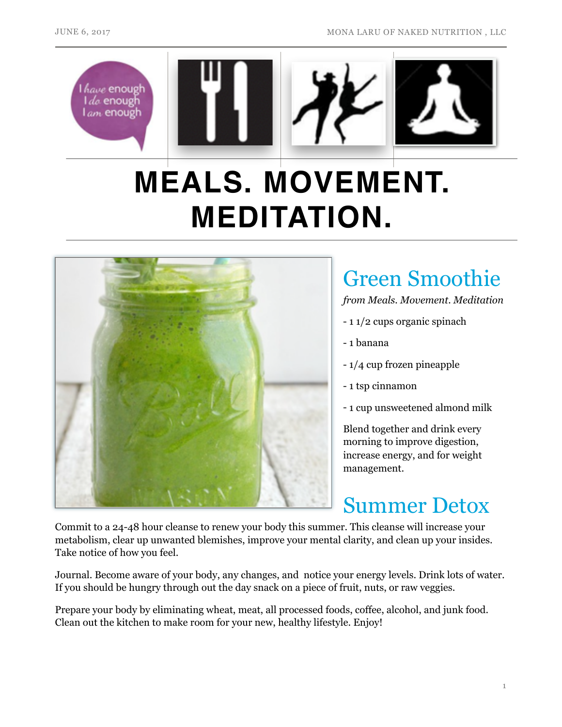# MEALS. MOVEMENT. MEDITATION.

## Green Smoothie

*from Meals. Movement. Meditation*

- 1 1/2 cups organic spinach
- 1 banana
- 1/4 cup frozen pineapple
- 1 tsp cinnamon
- 1 cup unsweetened almond milk

Blend together and drink every morning to improve digestion, increase energy, and for weight management.

## Summer Detox

Commit to a 24-48 hour cleanse to renew your body this summer. This cleanse will increase your metabolism, clear up unwanted blemishes, improve your mental clarity, and clean up your insides. Take notice of how you feel.

Journal. Become aware of your body, any changes, and notice your energy levels. Drink lots of water. If you should be hungry through out the day snack on a piece of fruit, nuts, or raw veggies.

Prepare your body by eliminating wheat, meat, all processed foods, coffee, alcohol, and junk food. Clean out the kitchen to make room for your new, healthy lifestyle. Enjoy!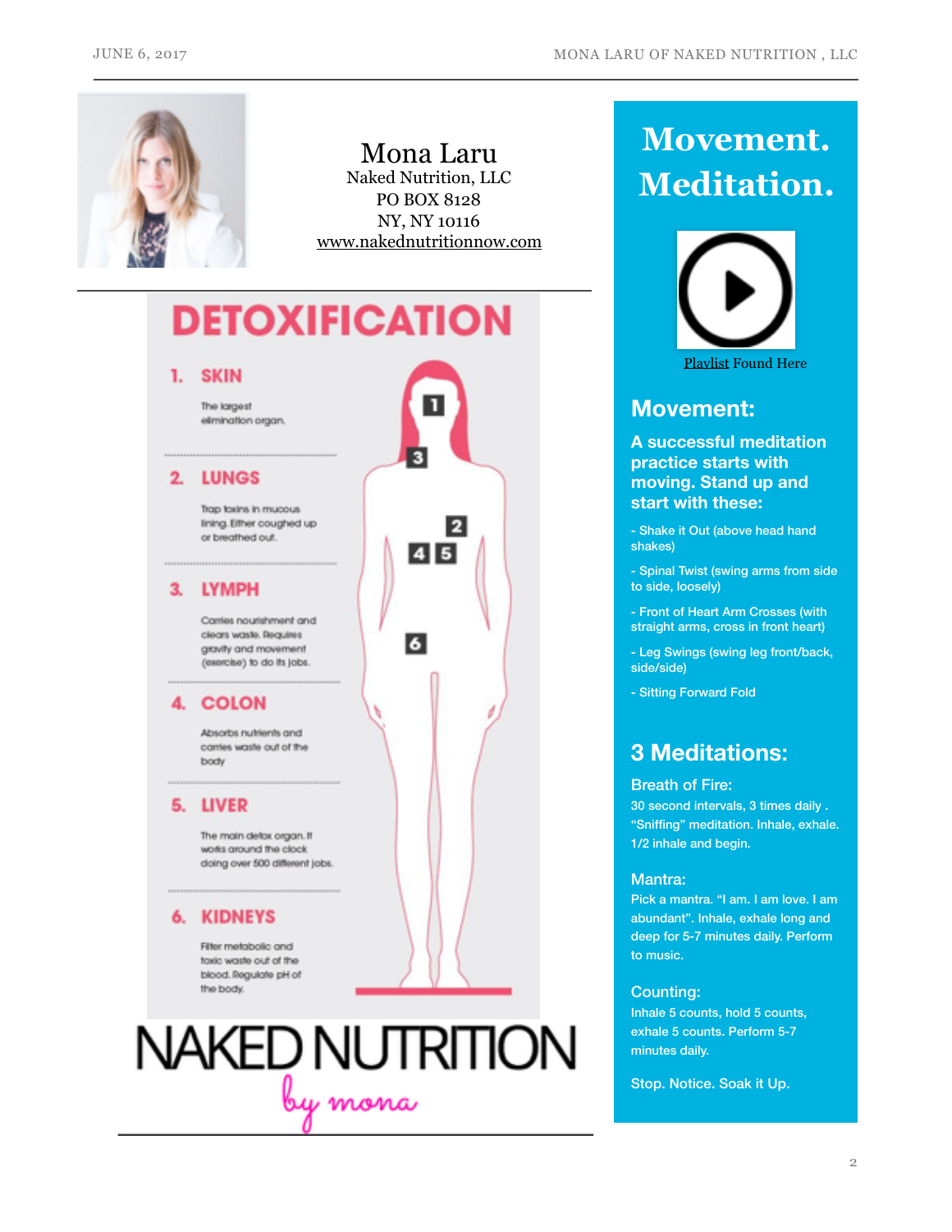Mona Laru
Naked Nutrition, LLC
PO BOX 8128
NY, NY 10116
www.nakednutritionnow.com

# DETOXIFICATION

**1. SKIN**

The largest elimination organ.

**2. LUNGS**

Trap toxins in mucous lining. Either coughed up or breathed out.

**3. LYMPH**

Carries nourishment and clears waste. Requires gravity and movement (exercise) to do its jobs.

**4. COLON**

Absorbs nutrients and carries waste out of the body

**5. LIVER**

The main detox organ. It works around the clock doing over 500 different jobs.

**6. KIDNEYS**

Filter metabolic and toxic waste out of the blood. Regulate pH of the body.

NAKED NUTRITION
*by mona*

# Movement. Meditation.

Playlist Found Here

## Movement:

**A successful meditation practice starts with moving. Stand up and start with these:**

- Shake it Out (above head hand shakes)
- Spinal Twist (swing arms from side to side, loosely)
- Front of Heart Arm Crosses (with straight arms, cross in front heart)
- Leg Swings (swing leg front/back, side/side)
- Sitting Forward Fold

## 3 Meditations:

### Breath of Fire:

30 second intervals, 3 times daily . "Sniffing" meditation. Inhale, exhale. 1/2 inhale and begin.

### Mantra:

Pick a mantra. "I am. I am love. I am abundant". Inhale, exhale long and deep for 5-7 minutes daily. Perform to music.

### Counting:

Inhale 5 counts, hold 5 counts, exhale 5 counts. Perform 5-7 minutes daily.

Stop. Notice. Soak it Up.